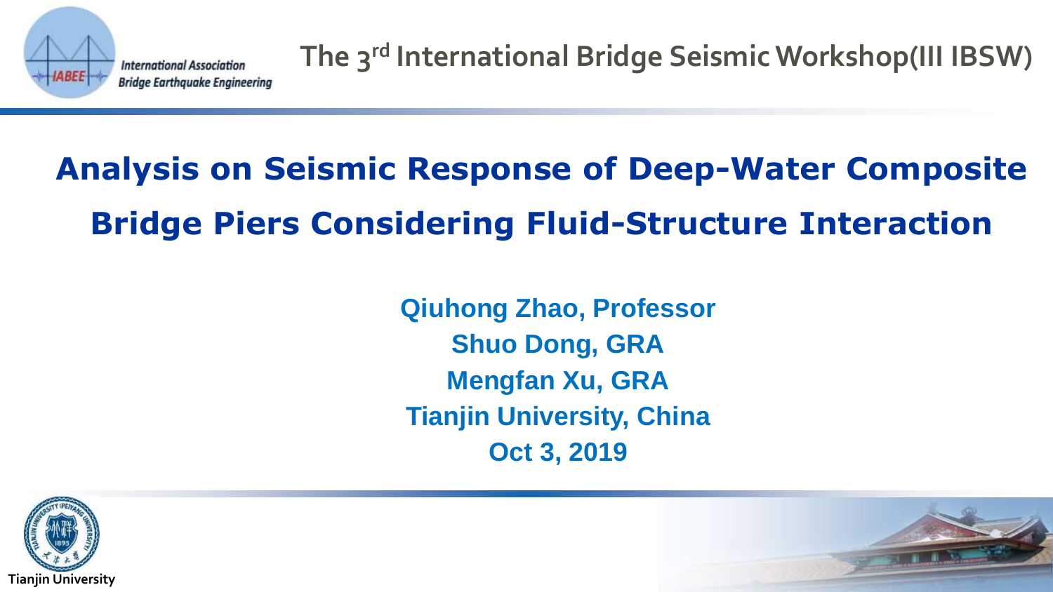International Association Bridge Earthquake Engineering

The 3rd International Bridge Seismic Workshop(III IBSW)

# Analysis on Seismic Response of Deep-Water Composite Bridge Piers Considering Fluid-Structure Interaction

**Qiuhong Zhao, Professor**

**Shuo Dong, GRA**

**Mengfan Xu, GRA**

**Tianjin University, China**

**Oct 3, 2019**

Tianjin University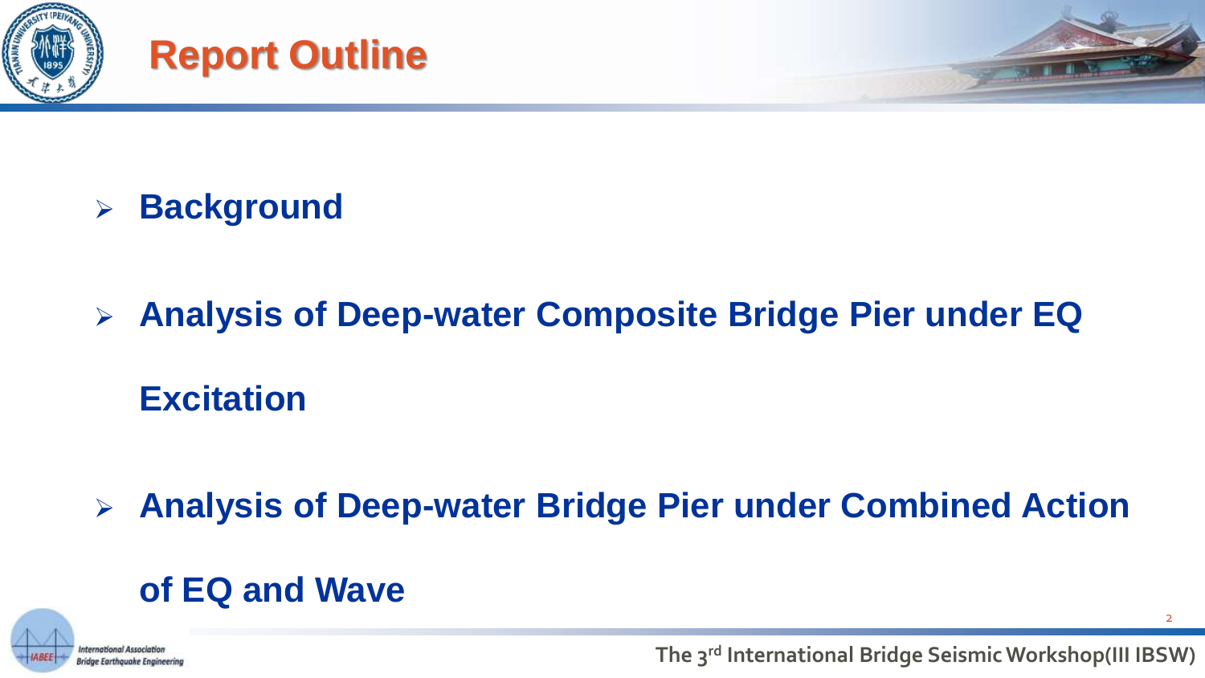# Report Outline

- **Background**
- **Analysis of Deep-water Composite Bridge Pier under EQ Excitation**
- **Analysis of Deep-water Bridge Pier under Combined Action of EQ and Wave**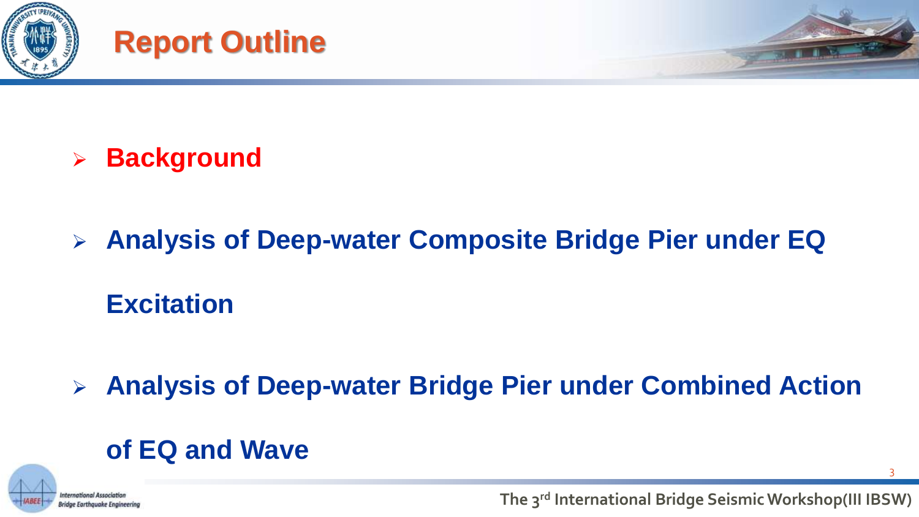# Report Outline

- **Background**
- **Analysis of Deep-water Composite Bridge Pier under EQ Excitation**
- **Analysis of Deep-water Bridge Pier under Combined Action of EQ and Wave**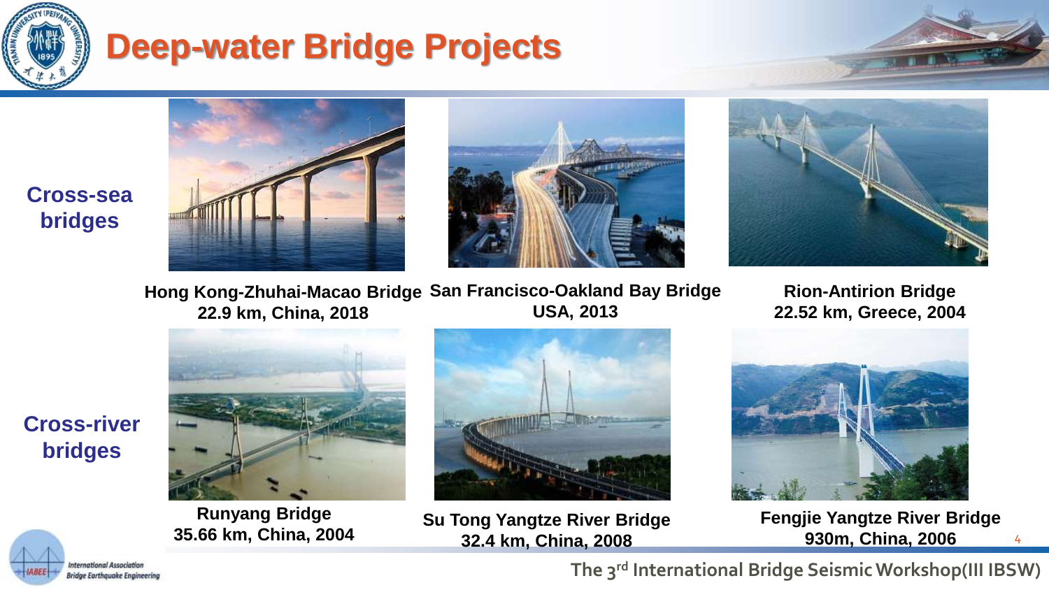# Deep-water Bridge Projects

**Cross-sea bridges**

**Hong Kong-Zhuhai-Macao Bridge**
**22.9 km, China, 2018**

**San Francisco-Oakland Bay Bridge**
**USA, 2013**

**Rion-Antirion Bridge**
**22.52 km, Greece, 2004**

**Cross-river bridges**

**Runyang Bridge**
**35.66 km, China, 2004**

**Su Tong Yangtze River Bridge**
**32.4 km, China, 2008**

**Fengjie Yangtze River Bridge**
**930m, China, 2006**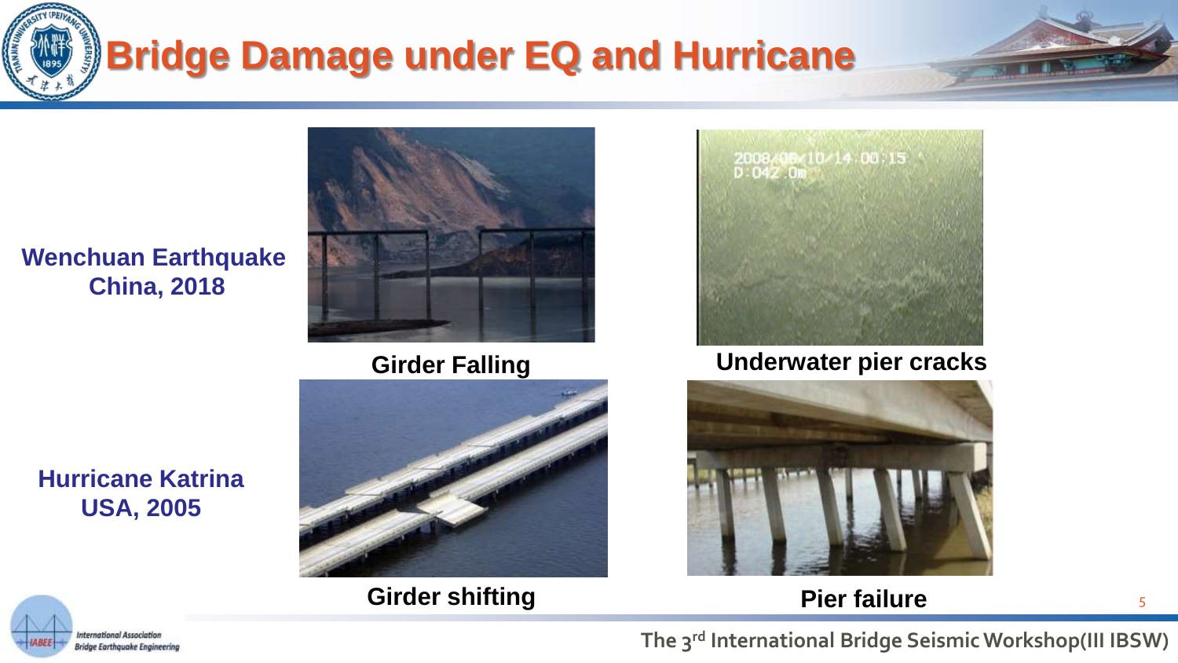# Bridge Damage under EQ and Hurricane

**Wenchuan Earthquake China, 2018**

Girder Falling

Underwater pier cracks

**Hurricane Katrina USA, 2005**

Girder shifting

Pier failure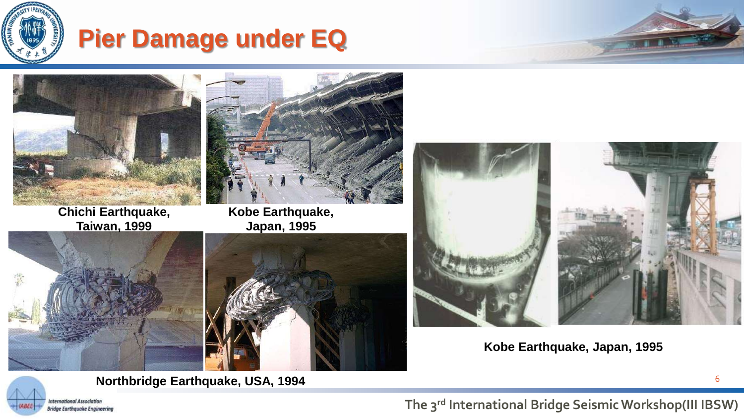# Pier Damage under EQ

Chichi Earthquake, Taiwan, 1999

Kobe Earthquake, Japan, 1995

Northbridge Earthquake, USA, 1994

Kobe Earthquake, Japan, 1995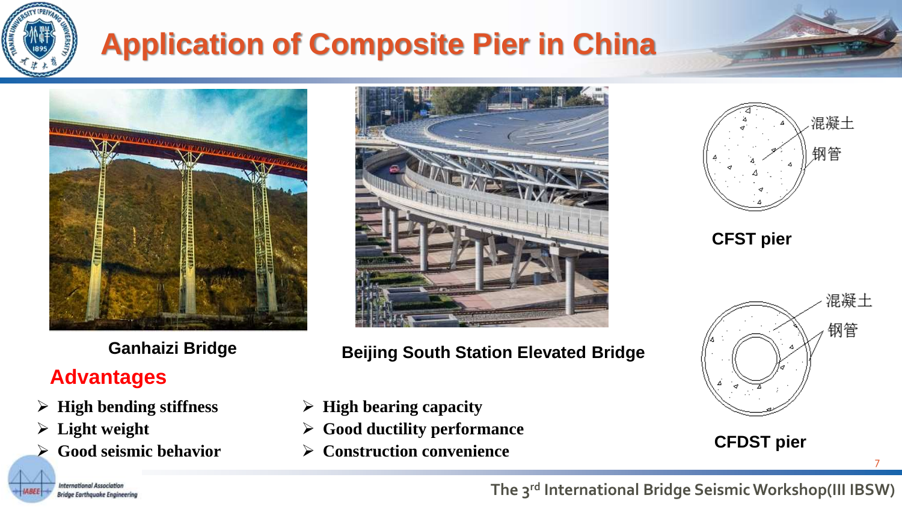# Application of Composite Pier in China

Ganhaizi Bridge

Beijing South Station Elevated Bridge

混凝土

钢管

CFST pier

混凝土

钢管

CFDST pier

## Advantages

- High bending stiffness
- Light weight
- Good seismic behavior
- High bearing capacity
- Good ductility performance
- Construction convenience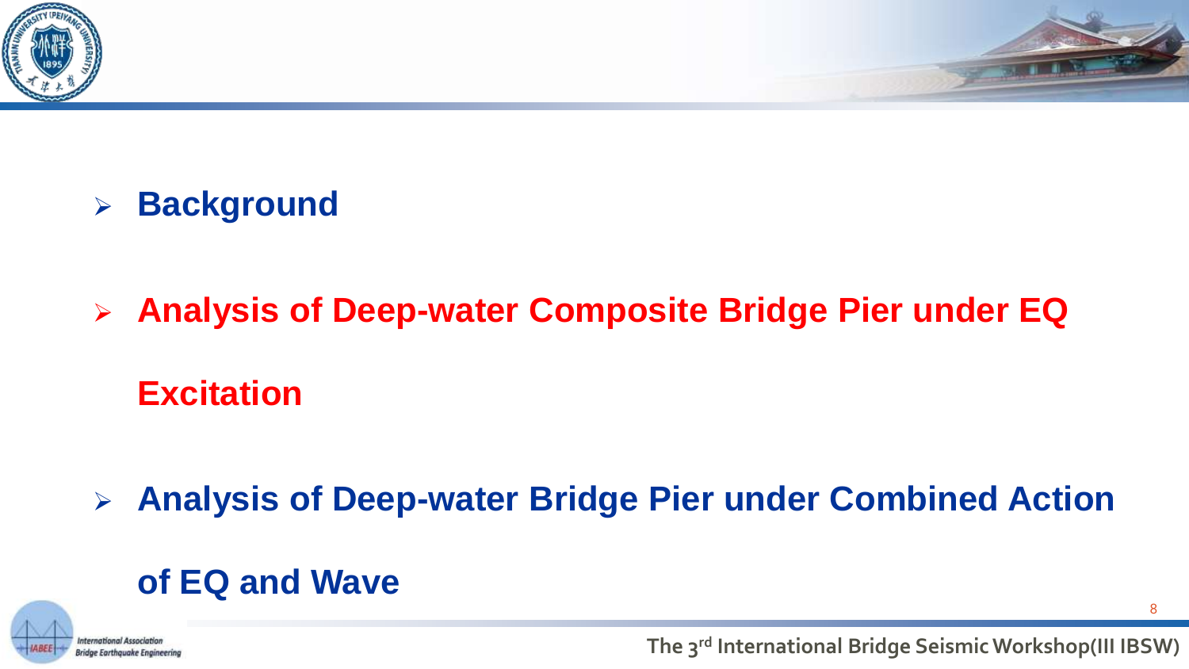- **Background**
- **Analysis of Deep-water Composite Bridge Pier under EQ Excitation**
- **Analysis of Deep-water Bridge Pier under Combined Action of EQ and Wave**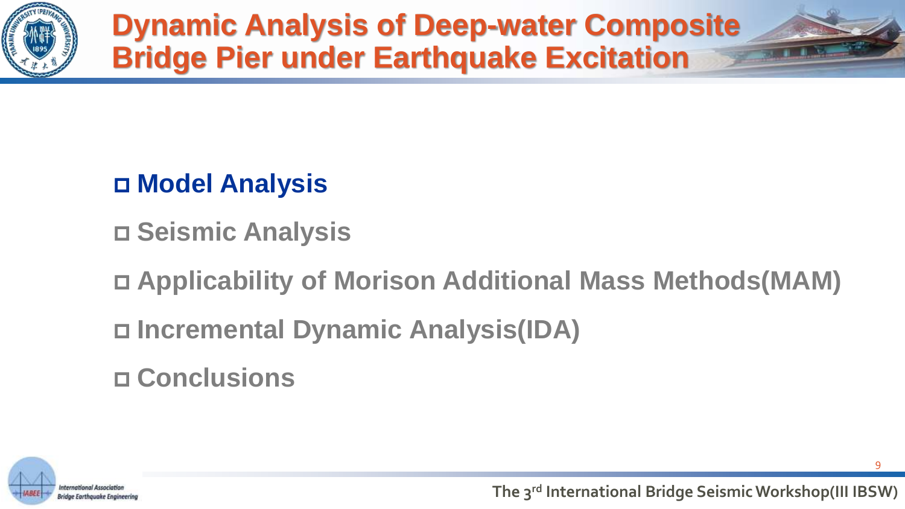# Dynamic Analysis of Deep-water Composite Bridge Pier under Earthquake Excitation

- **Model Analysis**
- Seismic Analysis
- Applicability of Morison Additional Mass Methods(MAM)
- Incremental Dynamic Analysis(IDA)
- Conclusions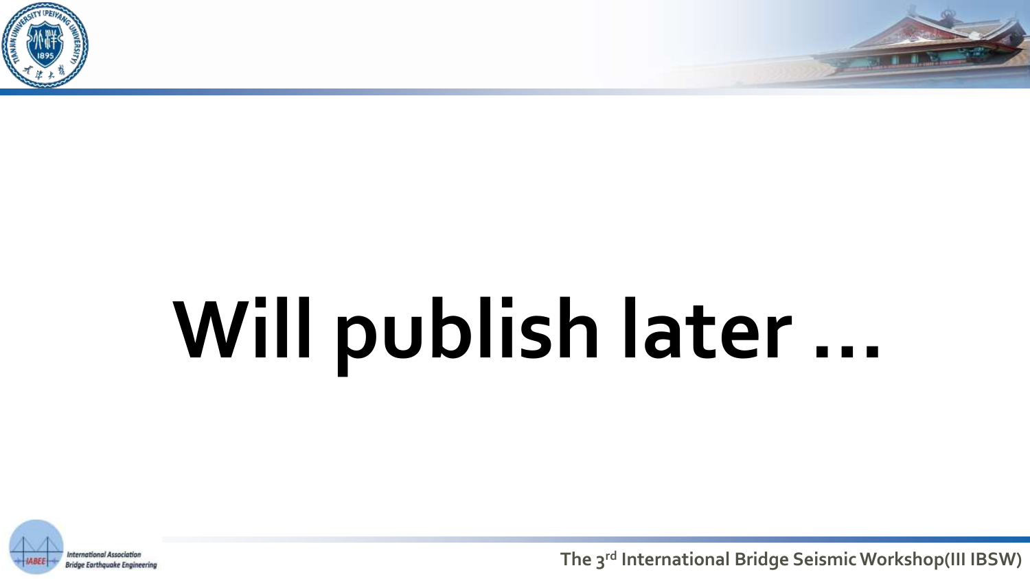# Will publish later …